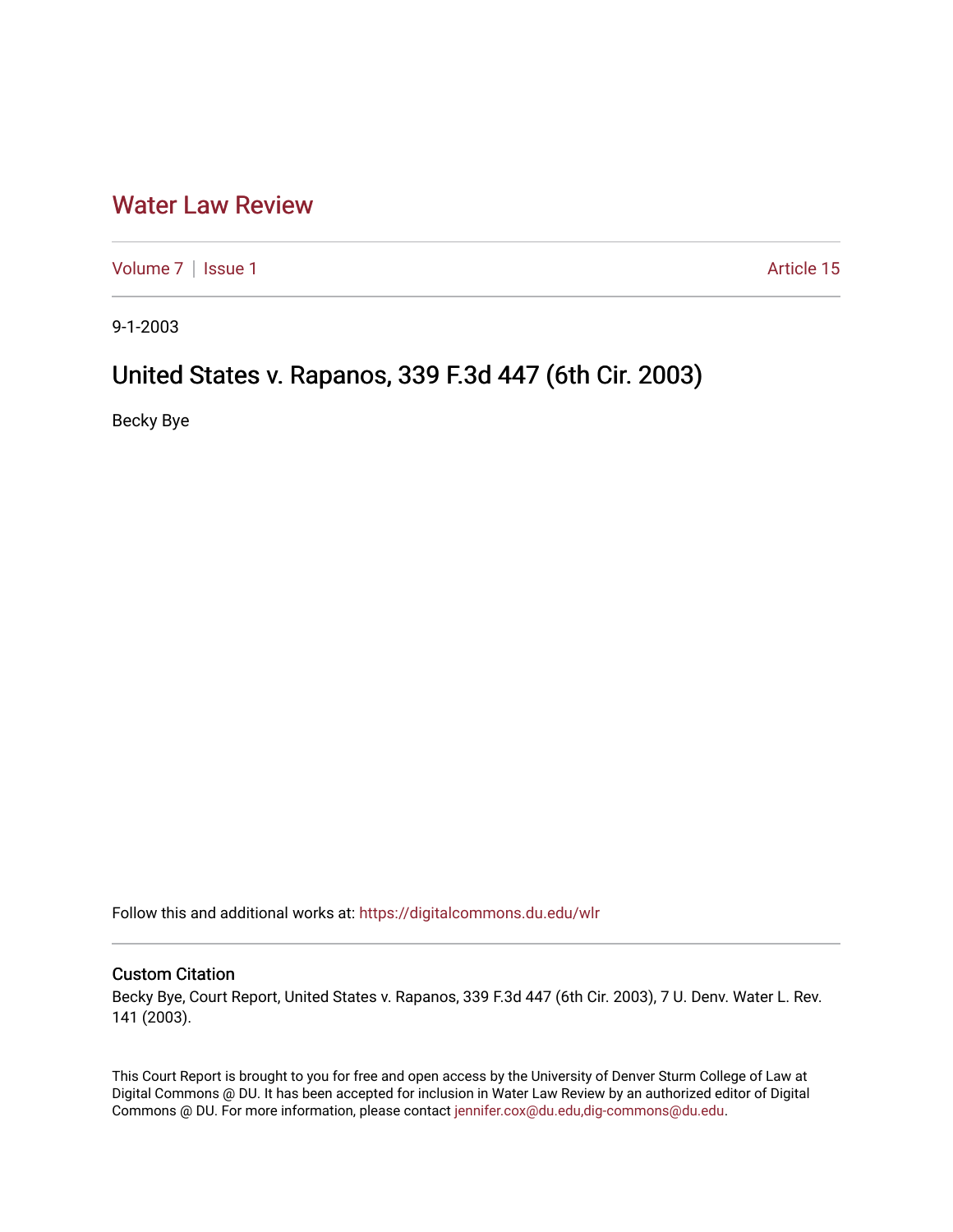# Water Law Review

Volume 7 | Issue 1 Article 15

9-1-2003

## United States v. Rapanos, 339 F.3d 447 (6th Cir. 2003)

Becky Bye

Follow this and additional works at: https://digitalcommons.du.edu/wlr

### Custom Citation

Becky Bye, Court Report, United States v. Rapanos, 339 F.3d 447 (6th Cir. 2003), 7 U. Denv. Water L. Rev. 141 (2003).

This Court Report is brought to you for free and open access by the University of Denver Sturm College of Law at Digital Commons @ DU. It has been accepted for inclusion in Water Law Review by an authorized editor of Digital Commons @ DU. For more information, please contact jennifer.cox@du.edu,dig-commons@du.edu.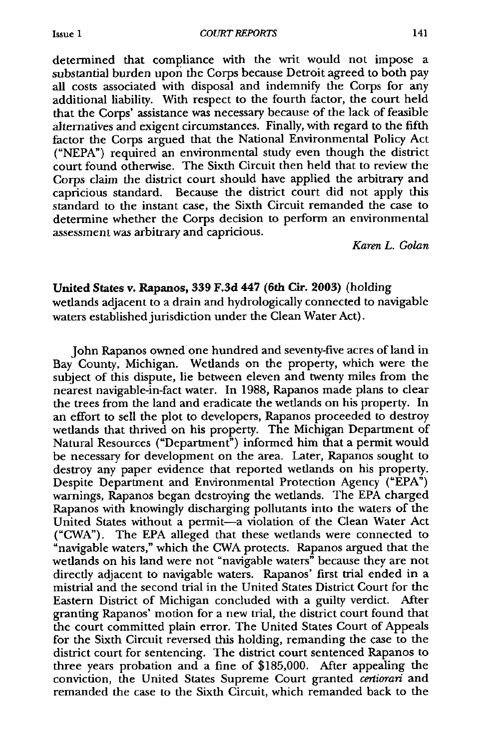determined that compliance with the writ would not impose a substantial burden upon the Corps because Detroit agreed to both pay all costs associated with disposal and indemnify the Corps for any additional liability. With respect to the fourth factor, the court held that the Corps' assistance was necessary because of the lack of feasible alternatives and exigent circumstances. Finally, with regard to the fifth factor the Corps argued that the National Environmental Policy Act ("NEPA") required an environmental study even though the district court found otherwise. The Sixth Circuit then held that to review the Corps claim the district court should have applied the arbitrary and capricious standard. Because the district court did not apply this standard to the instant case, the Sixth Circuit remanded the case to determine whether the Corps decision to perform an environmental assessment was arbitrary and capricious.

*Karen L. Golan*

**United States v. Rapanos, 339 F.3d 447 (6th Cir. 2003)** (holding wetlands adjacent to a drain and hydrologically connected to navigable waters established jurisdiction under the Clean Water Act).

John Rapanos owned one hundred and seventy-five acres of land in Bay County, Michigan. Wetlands on the property, which were the subject of this dispute, lie between eleven and twenty miles from the nearest navigable-in-fact water. In 1988, Rapanos made plans to clear the trees from the land and eradicate the wetlands on his property. In an effort to sell the plot to developers, Rapanos proceeded to destroy wetlands that thrived on his property. The Michigan Department of Natural Resources ("Department") informed him that a permit would be necessary for development on the area. Later, Rapanos sought to destroy any paper evidence that reported wetlands on his property. Despite Department and Environmental Protection Agency ("EPA") warnings, Rapanos began destroying the wetlands. The EPA charged Rapanos with knowingly discharging pollutants into the waters of the United States without a permit—a violation of the Clean Water Act ("CWA"). The EPA alleged that these wetlands were connected to "navigable waters," which the CWA protects. Rapanos argued that the wetlands on his land were not "navigable waters" because they are not directly adjacent to navigable waters. Rapanos' first trial ended in a mistrial and the second trial in the United States District Court for the Eastern District of Michigan concluded with a guilty verdict. After granting Rapanos' motion for a new trial, the district court found that the court committed plain error. The United States Court of Appeals for the Sixth Circuit reversed this holding, remanding the case to the district court for sentencing. The district court sentenced Rapanos to three years probation and a fine of $185,000. After appealing the conviction, the United States Supreme Court granted *certiorari* and remanded the case to the Sixth Circuit, which remanded back to the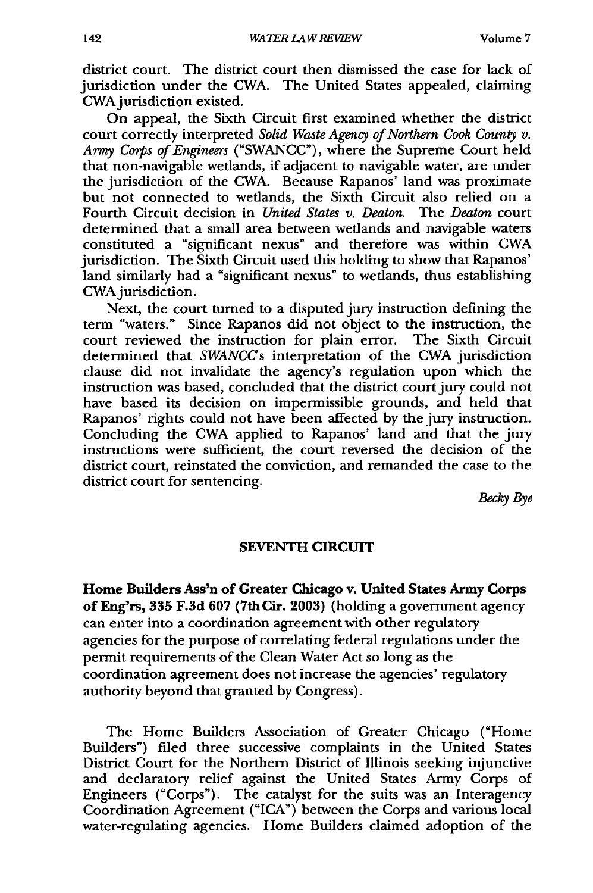district court. The district court then dismissed the case for lack of jurisdiction under the CWA. The United States appealed, claiming CWA jurisdiction existed.

On appeal, the Sixth Circuit first examined whether the district court correctly interpreted *Solid Waste Agency of Northern Cook County v. Army Corps of Engineers* ("SWANCC"), where the Supreme Court held that non-navigable wetlands, if adjacent to navigable water, are under the jurisdiction of the CWA. Because Rapanos' land was proximate but not connected to wetlands, the Sixth Circuit also relied on a Fourth Circuit decision in *United States v. Deaton*. The *Deaton* court determined that a small area between wetlands and navigable waters constituted a "significant nexus" and therefore was within CWA jurisdiction. The Sixth Circuit used this holding to show that Rapanos' land similarly had a "significant nexus" to wetlands, thus establishing CWA jurisdiction.

Next, the court turned to a disputed jury instruction defining the term "waters." Since Rapanos did not object to the instruction, the court reviewed the instruction for plain error. The Sixth Circuit determined that *SWANCC*'s interpretation of the CWA jurisdiction clause did not invalidate the agency's regulation upon which the instruction was based, concluded that the district court jury could not have based its decision on impermissible grounds, and held that Rapanos' rights could not have been affected by the jury instruction. Concluding the CWA applied to Rapanos' land and that the jury instructions were sufficient, the court reversed the decision of the district court, reinstated the conviction, and remanded the case to the district court for sentencing.

*Becky Bye*

## SEVENTH CIRCUIT

**Home Builders Ass'n of Greater Chicago v. United States Army Corps of Eng'rs, 335 F.3d 607 (7th Cir. 2003)** (holding a government agency can enter into a coordination agreement with other regulatory agencies for the purpose of correlating federal regulations under the permit requirements of the Clean Water Act so long as the coordination agreement does not increase the agencies' regulatory authority beyond that granted by Congress).

The Home Builders Association of Greater Chicago ("Home Builders") filed three successive complaints in the United States District Court for the Northern District of Illinois seeking injunctive and declaratory relief against the United States Army Corps of Engineers ("Corps"). The catalyst for the suits was an Interagency Coordination Agreement ("ICA") between the Corps and various local water-regulating agencies. Home Builders claimed adoption of the